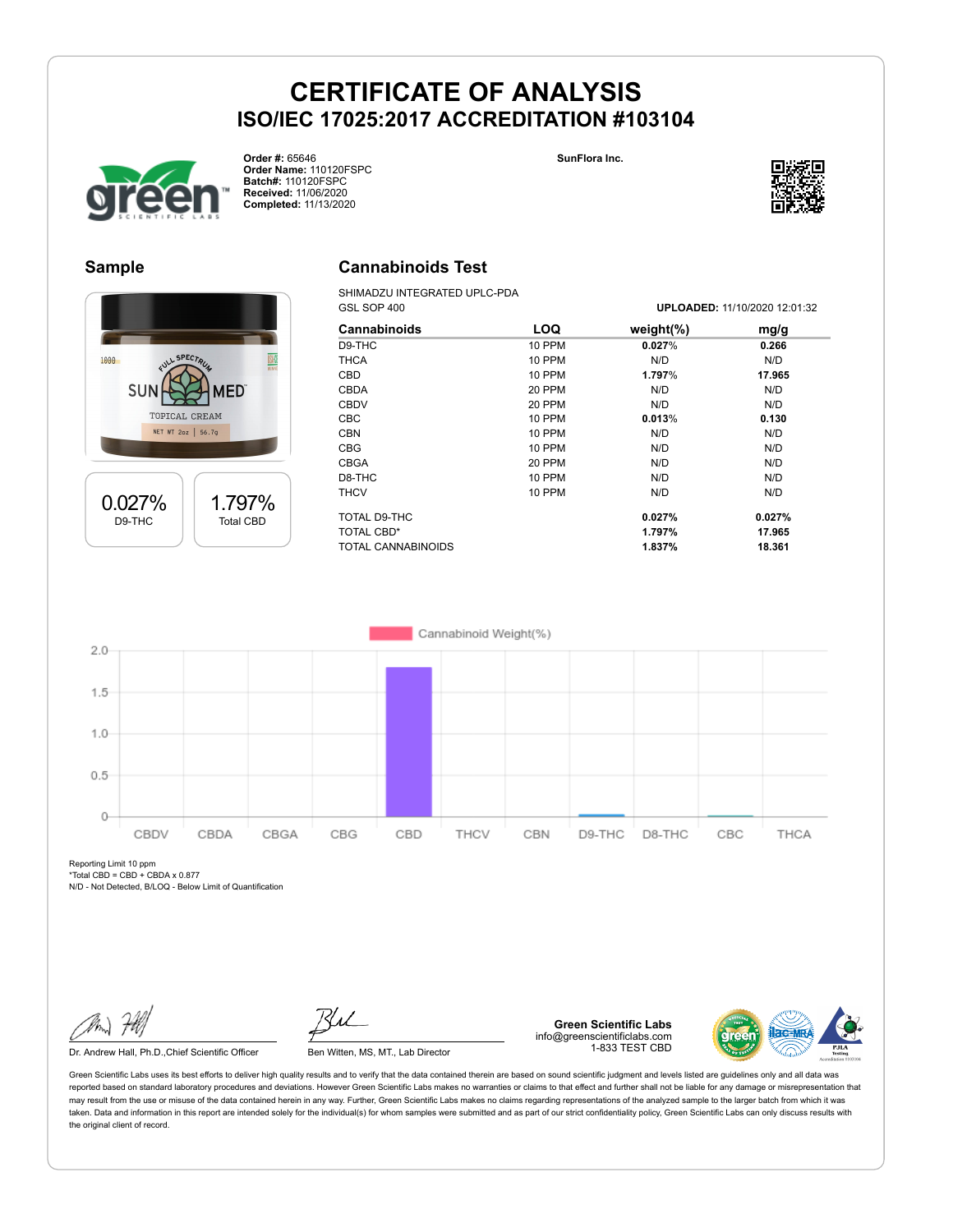# CERTIFICATE OF ANALYSIS

## ISO/IEC 17025:2017 ACCREDITATION #103104

**Order #:** 65646
**Order Name:** 110120FSPC
**Batch#:** 110120FSPC
**Received:** 11/06/2020
**Completed:** 11/13/2020

**SunFlora Inc.**

## Sample

| 0.027% | 1.797% |
|---|---|
| D9-THC | Total CBD |

## Cannabinoids Test

SHIMADZU INTEGRATED UPLC-PDA
GSL SOP 400

**UPLOADED:** 11/10/2020 12:01:32

| Cannabinoids | LOQ | weight(%) | mg/g |
|---|---|---|---|
| D9-THC | 10 PPM | **0.027%** | **0.266** |
| THCA | 10 PPM | N/D | N/D |
| CBD | 10 PPM | **1.797%** | **17.965** |
| CBDA | 20 PPM | N/D | N/D |
| CBDV | 20 PPM | N/D | N/D |
| CBC | 10 PPM | **0.013%** | **0.130** |
| CBN | 10 PPM | N/D | N/D |
| CBG | 10 PPM | N/D | N/D |
| CBGA | 20 PPM | N/D | N/D |
| D8-THC | 10 PPM | N/D | N/D |
| THCV | 10 PPM | N/D | N/D |
| TOTAL D9-THC | | **0.027%** | **0.027%** |
| TOTAL CBD* | | **1.797%** | **17.965** |
| TOTAL CANNABINOIDS | | **1.837%** | **18.361** |

Reporting Limit 10 ppm
*Total CBD = CBD + CBDA x 0.877
N/D - Not Detected, B/LOQ - Below Limit of Quantification

Dr. Andrew Hall, Ph.D.,Chief Scientific Officer

Ben Witten, MS, MT., Lab Director

**Green Scientific Labs**
info@greenscientificlabs.com
1-833 TEST CBD

Green Scientific Labs uses its best efforts to deliver high quality results and to verify that the data contained therein are based on sound scientific judgment and levels listed are guidelines only and all data was reported based on standard laboratory procedures and deviations. However Green Scientific Labs makes no warranties or claims to that effect and further shall not be liable for any damage or misrepresentation that may result from the use or misuse of the data contained herein in any way. Further, Green Scientific Labs makes no claims regarding representations of the analyzed sample to the larger batch from which it was taken. Data and information in this report are intended solely for the individual(s) for whom samples were submitted and as part of our strict confidentiality policy, Green Scientific Labs can only discuss results with the original client of record.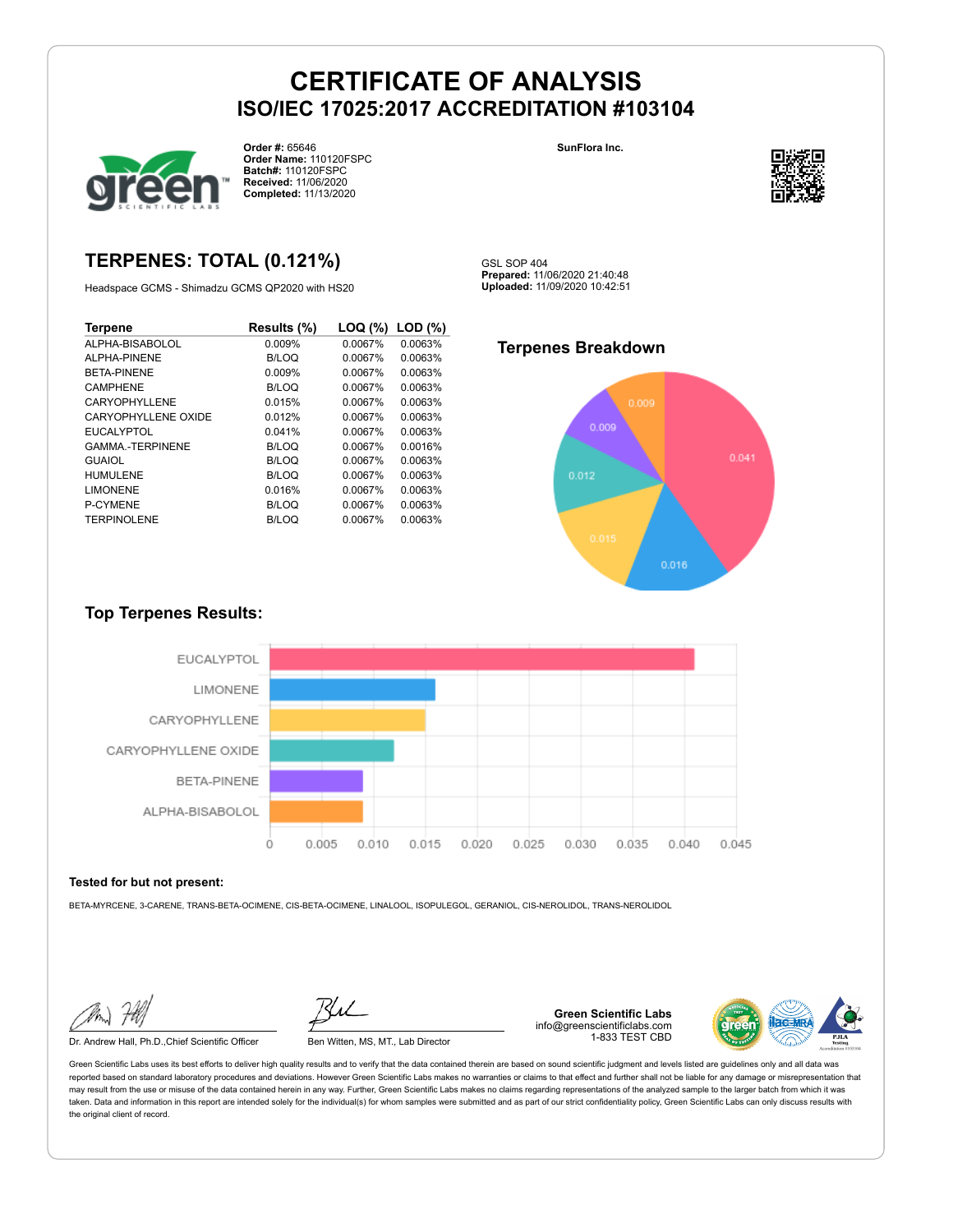# CERTIFICATE OF ANALYSIS
## ISO/IEC 17025:2017 ACCREDITATION #103104

**Order #:** 65646
**Order Name:** 110120FSPC
**Batch#:** 110120FSPC
**Received:** 11/06/2020
**Completed:** 11/13/2020

**SunFlora Inc.**

## TERPENES: TOTAL (0.121%)

Headspace GCMS - Shimadzu GCMS QP2020 with HS20

GSL SOP 404
**Prepared:** 11/06/2020 21:40:48
**Uploaded:** 11/09/2020 10:42:51

| Terpene | Results (%) | LOQ (%) | LOD (%) |
|---|---|---|---|
| ALPHA-BISABOLOL | 0.009% | 0.0067% | 0.0063% |
| ALPHA-PINENE | B/LOQ | 0.0067% | 0.0063% |
| BETA-PINENE | 0.009% | 0.0067% | 0.0063% |
| CAMPHENE | B/LOQ | 0.0067% | 0.0063% |
| CARYOPHYLLENE | 0.015% | 0.0067% | 0.0063% |
| CARYOPHYLLENE OXIDE | 0.012% | 0.0067% | 0.0063% |
| EUCALYPTOL | 0.041% | 0.0067% | 0.0063% |
| GAMMA.-TERPINENE | B/LOQ | 0.0067% | 0.0016% |
| GUAIOL | B/LOQ | 0.0067% | 0.0063% |
| HUMULENE | B/LOQ | 0.0067% | 0.0063% |
| LIMONENE | 0.016% | 0.0067% | 0.0063% |
| P-CYMENE | B/LOQ | 0.0067% | 0.0063% |
| TERPINOLENE | B/LOQ | 0.0067% | 0.0063% |

### Terpenes Breakdown

### Top Terpenes Results:

**Tested for but not present:**

BETA-MYRCENE, 3-CARENE, TRANS-BETA-OCIMENE, CIS-BETA-OCIMENE, LINALOOL, ISOPULEGOL, GERANIOL, CIS-NEROLIDOL, TRANS-NEROLIDOL

Dr. Andrew Hall, Ph.D.,Chief Scientific Officer

Ben Witten, MS, MT., Lab Director

**Green Scientific Labs**
info@greenscientificlabs.com
1-833 TEST CBD

Green Scientific Labs uses its best efforts to deliver high quality results and to verify that the data contained therein are based on sound scientific judgment and levels listed are guidelines only and all data was reported based on standard laboratory procedures and deviations. However Green Scientific Labs makes no warranties or claims to that effect and further shall not be liable for any damage or misrepresentation that may result from the use or misuse of the data contained herein in any way. Further, Green Scientific Labs makes no claims regarding representations of the analyzed sample to the larger batch from which it was taken. Data and information in this report are intended solely for the individual(s) for whom samples were submitted and as part of our strict confidentiality policy, Green Scientific Labs can only discuss results with the original client of record.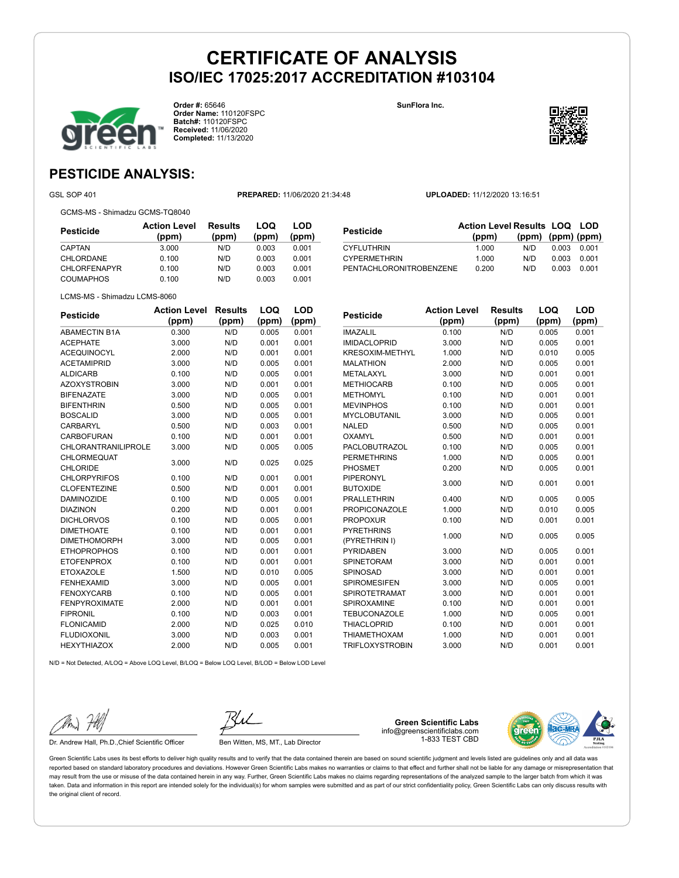# CERTIFICATE OF ANALYSIS
## ISO/IEC 17025:2017 ACCREDITATION #103104

**Order #:** 65646
**Order Name:** 110120FSPC
**Batch#:** 110120FSPC
**Received:** 11/06/2020
**Completed:** 11/13/2020

**SunFlora Inc.**

## PESTICIDE ANALYSIS:

GSL SOP 401 **PREPARED:** 11/06/2020 21:34:48 **UPLOADED:** 11/12/2020 13:16:51

GCMS-MS - Shimadzu GCMS-TQ8040

| Pesticide | Action Level (ppm) | Results (ppm) | LOQ (ppm) | LOD (ppm) |
|---|---|---|---|---|
| CAPTAN | 3.000 | N/D | 0.003 | 0.001 |
| CHLORDANE | 0.100 | N/D | 0.003 | 0.001 |
| CHLORFENAPYR | 0.100 | N/D | 0.003 | 0.001 |
| COUMAPHOS | 0.100 | N/D | 0.003 | 0.001 |
| CYFLUTHRIN | 1.000 | N/D | 0.003 | 0.001 |
| CYPERMETHRIN | 1.000 | N/D | 0.003 | 0.001 |
| PENTACHLORONITROBENZENE | 0.200 | N/D | 0.003 | 0.001 |

LCMS-MS - Shimadzu LCMS-8060

| Pesticide | Action Level (ppm) | Results (ppm) | LOQ (ppm) | LOD (ppm) |
|---|---|---|---|---|
| ABAMECTIN B1A | 0.300 | N/D | 0.005 | 0.001 |
| ACEPHATE | 3.000 | N/D | 0.001 | 0.001 |
| ACEQUINOCYL | 2.000 | N/D | 0.001 | 0.001 |
| ACETAMIPRID | 3.000 | N/D | 0.005 | 0.001 |
| ALDICARB | 0.100 | N/D | 0.005 | 0.001 |
| AZOXYSTROBIN | 3.000 | N/D | 0.001 | 0.001 |
| BIFENAZATE | 3.000 | N/D | 0.005 | 0.001 |
| BIFENTHRIN | 0.500 | N/D | 0.005 | 0.001 |
| BOSCALID | 3.000 | N/D | 0.005 | 0.001 |
| CARBARYL | 0.500 | N/D | 0.003 | 0.001 |
| CARBOFURAN | 0.100 | N/D | 0.001 | 0.001 |
| CHLORANTRANILIPROLE | 3.000 | N/D | 0.005 | 0.005 |
| CHLORMEQUAT CHLORIDE | 3.000 | N/D | 0.025 | 0.025 |
| CHLORPYRIFOS | 0.100 | N/D | 0.001 | 0.001 |
| CLOFENTEZINE | 0.500 | N/D | 0.001 | 0.001 |
| DAMINOZIDE | 0.100 | N/D | 0.005 | 0.001 |
| DIAZINON | 0.200 | N/D | 0.001 | 0.001 |
| DICHLORVOS | 0.100 | N/D | 0.005 | 0.001 |
| DIMETHOATE | 0.100 | N/D | 0.001 | 0.001 |
| DIMETHOMORPH | 3.000 | N/D | 0.005 | 0.001 |
| ETHOPROPHOS | 0.100 | N/D | 0.001 | 0.001 |
| ETOFENPROX | 0.100 | N/D | 0.001 | 0.001 |
| ETOXAZOLE | 1.500 | N/D | 0.010 | 0.005 |
| FENHEXAMID | 3.000 | N/D | 0.005 | 0.001 |
| FENOXYCARB | 0.100 | N/D | 0.005 | 0.001 |
| FENPYROXIMATE | 2.000 | N/D | 0.001 | 0.001 |
| FIPRONIL | 0.100 | N/D | 0.003 | 0.001 |
| FLONICAMID | 2.000 | N/D | 0.025 | 0.010 |
| FLUDIOXONIL | 3.000 | N/D | 0.003 | 0.001 |
| HEXYTHIAZOX | 2.000 | N/D | 0.005 | 0.001 |
| IMAZALIL | 0.100 | N/D | 0.005 | 0.001 |
| IMIDACLOPRID | 3.000 | N/D | 0.005 | 0.001 |
| KRESOXIM-METHYL | 1.000 | N/D | 0.010 | 0.005 |
| MALATHION | 2.000 | N/D | 0.005 | 0.001 |
| METALAXYL | 3.000 | N/D | 0.001 | 0.001 |
| METHIOCARB | 0.100 | N/D | 0.005 | 0.001 |
| METHOMYL | 0.100 | N/D | 0.001 | 0.001 |
| MEVINPHOS | 0.100 | N/D | 0.001 | 0.001 |
| MYCLOBUTANIL | 3.000 | N/D | 0.005 | 0.001 |
| NALED | 0.500 | N/D | 0.005 | 0.001 |
| OXAMYL | 0.500 | N/D | 0.001 | 0.001 |
| PACLOBUTRAZOL | 0.100 | N/D | 0.005 | 0.001 |
| PERMETHRINS | 1.000 | N/D | 0.005 | 0.001 |
| PHOSMET | 0.200 | N/D | 0.005 | 0.001 |
| PIPERONYL BUTOXIDE | 3.000 | N/D | 0.001 | 0.001 |
| PRALLETHRIN | 0.400 | N/D | 0.005 | 0.005 |
| PROPICONAZOLE | 1.000 | N/D | 0.010 | 0.005 |
| PROPOXUR | 0.100 | N/D | 0.001 | 0.001 |
| PYRETHRINS (PYRETHRIN I) | 1.000 | N/D | 0.005 | 0.005 |
| PYRIDABEN | 3.000 | N/D | 0.005 | 0.001 |
| SPINETORAM | 3.000 | N/D | 0.001 | 0.001 |
| SPINOSAD | 3.000 | N/D | 0.001 | 0.001 |
| SPIROMESIFEN | 3.000 | N/D | 0.005 | 0.001 |
| SPIROTETRAMAT | 3.000 | N/D | 0.001 | 0.001 |
| SPIROXAMINE | 0.100 | N/D | 0.001 | 0.001 |
| TEBUCONAZOLE | 1.000 | N/D | 0.005 | 0.001 |
| THIACLOPRID | 0.100 | N/D | 0.001 | 0.001 |
| THIAMETHOXAM | 1.000 | N/D | 0.001 | 0.001 |
| TRIFLOXYSTROBIN | 3.000 | N/D | 0.001 | 0.001 |

N/D = Not Detected, A/LOQ = Above LOQ Level, B/LOQ = Below LOQ Level, B/LOD = Below LOD Level

Dr. Andrew Hall, Ph.D.,Chief Scientific Officer

Ben Witten, MS, MT., Lab Director

**Green Scientific Labs**
info@greenscientificlabs.com
1-833 TEST CBD

Green Scientific Labs uses its best efforts to deliver high quality results and to verify that the data contained therein are based on sound scientific judgment and levels listed are guidelines only and all data was reported based on standard laboratory procedures and deviations. However Green Scientific Labs makes no warranties or claims to that effect and further shall not be liable for any damage or misrepresentation that may result from the use or misuse of the data contained herein in any way. Further, Green Scientific Labs makes no claims regarding representations of the analyzed sample to the larger batch from which it was taken. Data and information in this report are intended solely for the individual(s) for whom samples were submitted and as part of our strict confidentiality policy, Green Scientific Labs can only discuss results with the original client of record.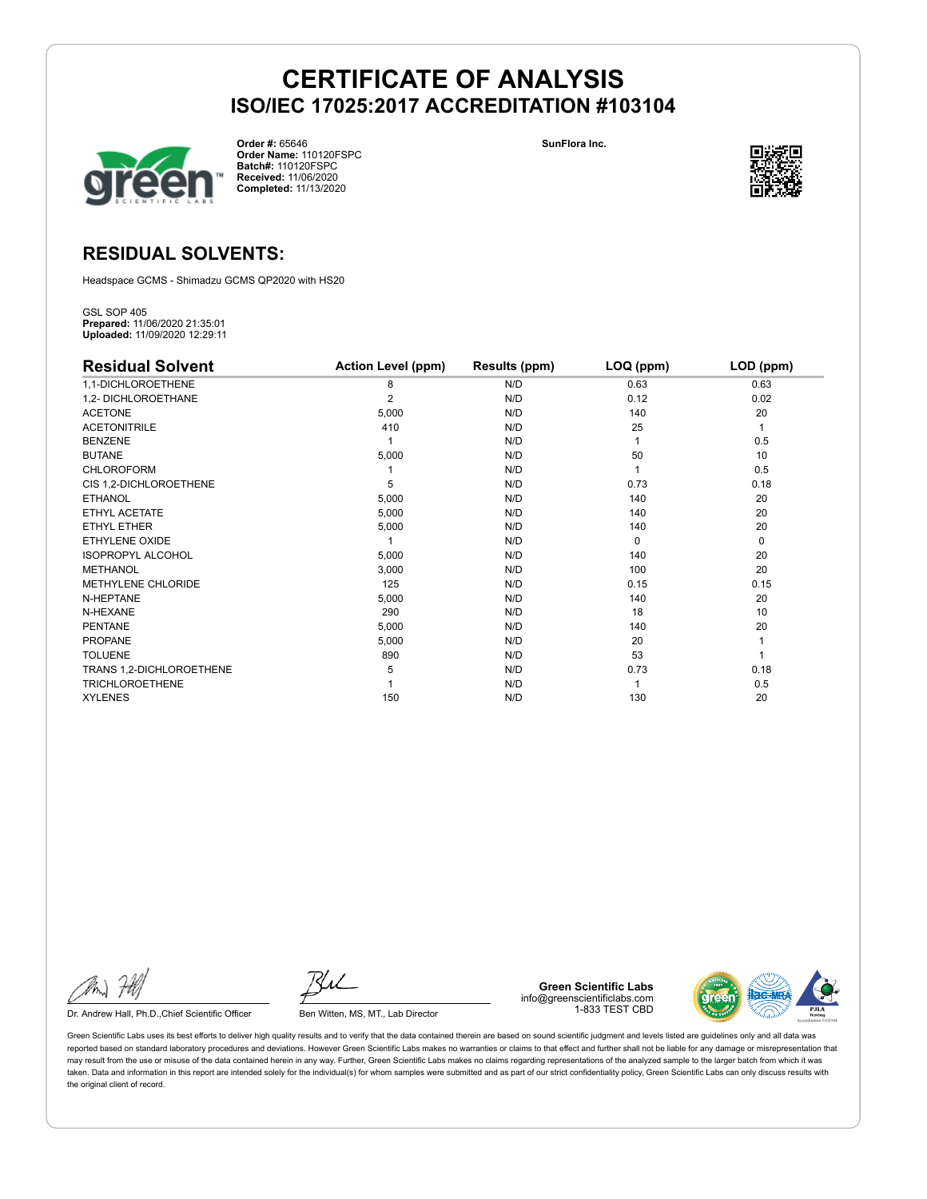# CERTIFICATE OF ANALYSIS
## ISO/IEC 17025:2017 ACCREDITATION #103104

**Order #:** 65646
**Order Name:** 110120FSPC
**Batch#:** 110120FSPC
**Received:** 11/06/2020
**Completed:** 11/13/2020

**SunFlora Inc.**

## RESIDUAL SOLVENTS:

Headspace GCMS - Shimadzu GCMS QP2020 with HS20

GSL SOP 405
**Prepared:** 11/06/2020 21:35:01
**Uploaded:** 11/09/2020 12:29:11

| Residual Solvent | Action Level (ppm) | Results (ppm) | LOQ (ppm) | LOD (ppm) |
|---|---|---|---|---|
| 1,1-DICHLOROETHENE | 8 | N/D | 0.63 | 0.63 |
| 1,2- DICHLOROETHANE | 2 | N/D | 0.12 | 0.02 |
| ACETONE | 5,000 | N/D | 140 | 20 |
| ACETONITRILE | 410 | N/D | 25 | 1 |
| BENZENE | 1 | N/D | 1 | 0.5 |
| BUTANE | 5,000 | N/D | 50 | 10 |
| CHLOROFORM | 1 | N/D | 1 | 0.5 |
| CIS 1,2-DICHLOROETHENE | 5 | N/D | 0.73 | 0.18 |
| ETHANOL | 5,000 | N/D | 140 | 20 |
| ETHYL ACETATE | 5,000 | N/D | 140 | 20 |
| ETHYL ETHER | 5,000 | N/D | 140 | 20 |
| ETHYLENE OXIDE | 1 | N/D | 0 | 0 |
| ISOPROPYL ALCOHOL | 5,000 | N/D | 140 | 20 |
| METHANOL | 3,000 | N/D | 100 | 20 |
| METHYLENE CHLORIDE | 125 | N/D | 0.15 | 0.15 |
| N-HEPTANE | 5,000 | N/D | 140 | 20 |
| N-HEXANE | 290 | N/D | 18 | 10 |
| PENTANE | 5,000 | N/D | 140 | 20 |
| PROPANE | 5,000 | N/D | 20 | 1 |
| TOLUENE | 890 | N/D | 53 | 1 |
| TRANS 1,2-DICHLOROETHENE | 5 | N/D | 0.73 | 0.18 |
| TRICHLOROETHENE | 1 | N/D | 1 | 0.5 |
| XYLENES | 150 | N/D | 130 | 20 |

Dr. Andrew Hall, Ph.D.,Chief Scientific Officer

Ben Witten, MS, MT., Lab Director

**Green Scientific Labs**
info@greenscientificlabs.com
1-833 TEST CBD

Green Scientific Labs uses its best efforts to deliver high quality results and to verify that the data contained therein are based on sound scientific judgment and levels listed are guidelines only and all data was reported based on standard laboratory procedures and deviations. However Green Scientific Labs makes no warranties or claims to that effect and further shall not be liable for any damage or misrepresentation that may result from the use or misuse of the data contained herein in any way. Further, Green Scientific Labs makes no claims regarding representations of the analyzed sample to the larger batch from which it was taken. Data and information in this report are intended solely for the individual(s) for whom samples were submitted and as part of our strict confidentiality policy, Green Scientific Labs can only discuss results with the original client of record.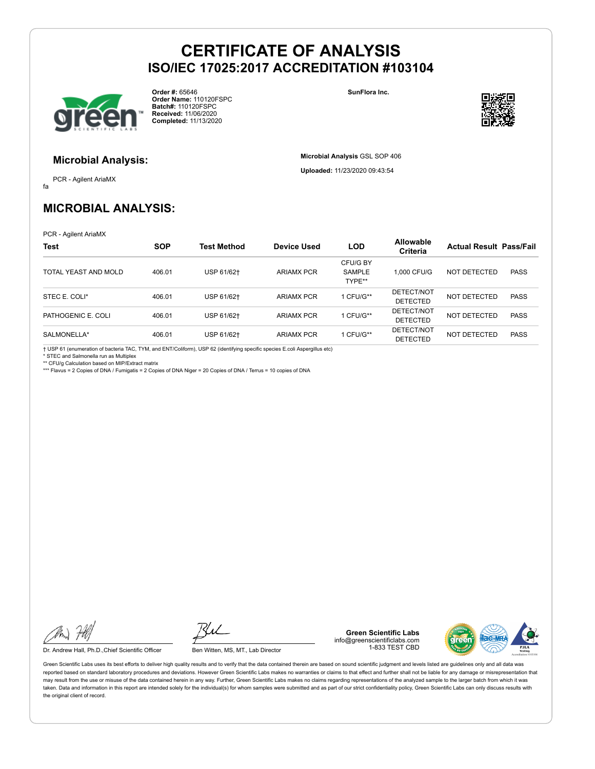# CERTIFICATE OF ANALYSIS
## ISO/IEC 17025:2017 ACCREDITATION #103104

**Order #:** 65646
**Order Name:** 110120FSPC
**Batch#:** 110120FSPC
**Received:** 11/06/2020
**Completed:** 11/13/2020

**SunFlora Inc.**

### Microbial Analysis:

PCR - Agilent AriaMX

fa

**Microbial Analysis** GSL SOP 406

**Uploaded:** 11/23/2020 09:43:54

## MICROBIAL ANALYSIS:

PCR - Agilent AriaMX

| Test | SOP | Test Method | Device Used | LOD | Allowable Criteria | Actual Result | Pass/Fail |
|---|---|---|---|---|---|---|---|
| TOTAL YEAST AND MOLD | 406.01 | USP 61/62† | ARIAMX PCR | CFU/G BY SAMPLE TYPE** | 1,000 CFU/G | NOT DETECTED | PASS |
| STEC E. COLI* | 406.01 | USP 61/62† | ARIAMX PCR | 1 CFU/G** | DETECT/NOT DETECTED | NOT DETECTED | PASS |
| PATHOGENIC E. COLI | 406.01 | USP 61/62† | ARIAMX PCR | 1 CFU/G** | DETECT/NOT DETECTED | NOT DETECTED | PASS |
| SALMONELLA* | 406.01 | USP 61/62† | ARIAMX PCR | 1 CFU/G** | DETECT/NOT DETECTED | NOT DETECTED | PASS |

† USP 61 (enumeration of bacteria TAC, TYM, and ENT/Coliform), USP 62 (identifying specific species E.coli Aspergillus etc)
* STEC and Salmonella run as Multiplex
** CFU/g Calculation based on MIP/Extract matrix
*** Flavus = 2 Copies of DNA / Fumigatis = 2 Copies of DNA Niger = 20 Copies of DNA / Terrus = 10 copies of DNA

Dr. Andrew Hall, Ph.D.,Chief Scientific Officer

Ben Witten, MS, MT., Lab Director

**Green Scientific Labs**
info@greenscientificlabs.com
1-833 TEST CBD

Green Scientific Labs uses its best efforts to deliver high quality results and to verify that the data contained therein are based on sound scientific judgment and levels listed are guidelines only and all data was reported based on standard laboratory procedures and deviations. However Green Scientific Labs makes no warranties or claims to that effect and further shall not be liable for any damage or misrepresentation that may result from the use or misuse of the data contained herein in any way. Further, Green Scientific Labs makes no claims regarding representations of the analyzed sample to the larger batch from which it was taken. Data and information in this report are intended solely for the individual(s) for whom samples were submitted and as part of our strict confidentiality policy, Green Scientific Labs can only discuss results with the original client of record.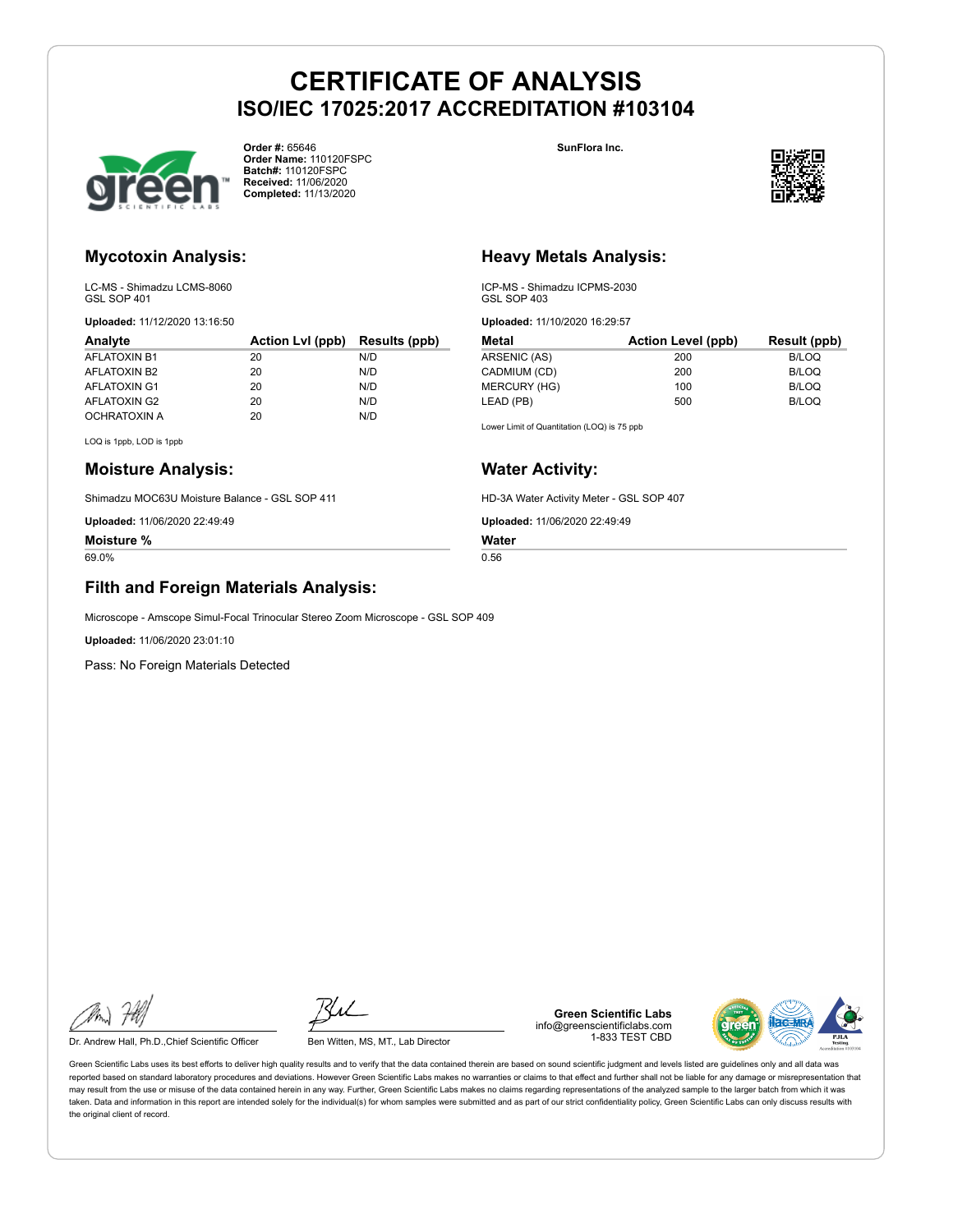# CERTIFICATE OF ANALYSIS
## ISO/IEC 17025:2017 ACCREDITATION #103104

**Order #:** 65646
**Order Name:** 110120FSPC
**Batch#:** 110120FSPC
**Received:** 11/06/2020
**Completed:** 11/13/2020

**SunFlora Inc.**

## Mycotoxin Analysis:

LC-MS - Shimadzu LCMS-8060
GSL SOP 401

**Uploaded:** 11/12/2020 13:16:50

| Analyte | Action Lvl (ppb) | Results (ppb) |
|---|---|---|
| AFLATOXIN B1 | 20 | N/D |
| AFLATOXIN B2 | 20 | N/D |
| AFLATOXIN G1 | 20 | N/D |
| AFLATOXIN G2 | 20 | N/D |
| OCHRATOXIN A | 20 | N/D |

LOQ is 1ppb, LOD is 1ppb

## Heavy Metals Analysis:

ICP-MS - Shimadzu ICPMS-2030
GSL SOP 403

**Uploaded:** 11/10/2020 16:29:57

| Metal | Action Level (ppb) | Result (ppb) |
|---|---|---|
| ARSENIC (AS) | 200 | B/LOQ |
| CADMIUM (CD) | 200 | B/LOQ |
| MERCURY (HG) | 100 | B/LOQ |
| LEAD (PB) | 500 | B/LOQ |

Lower Limit of Quantitation (LOQ) is 75 ppb

## Moisture Analysis:

Shimadzu MOC63U Moisture Balance - GSL SOP 411

**Uploaded:** 11/06/2020 22:49:49

| Moisture % |
|---|
| 69.0% |

## Water Activity:

HD-3A Water Activity Meter - GSL SOP 407

**Uploaded:** 11/06/2020 22:49:49

| Water |
|---|
| 0.56 |

## Filth and Foreign Materials Analysis:

Microscope - Amscope Simul-Focal Trinocular Stereo Zoom Microscope - GSL SOP 409

**Uploaded:** 11/06/2020 23:01:10

Pass: No Foreign Materials Detected

Dr. Andrew Hall, Ph.D.,Chief Scientific Officer

Ben Witten, MS, MT., Lab Director

**Green Scientific Labs**
info@greenscientificlabs.com
1-833 TEST CBD

Green Scientific Labs uses its best efforts to deliver high quality results and to verify that the data contained therein are based on sound scientific judgment and levels listed are guidelines only and all data was reported based on standard laboratory procedures and deviations. However Green Scientific Labs makes no warranties or claims to that effect and further shall not be liable for any damage or misrepresentation that may result from the use or misuse of the data contained herein in any way. Further, Green Scientific Labs makes no claims regarding representations of the analyzed sample to the larger batch from which it was taken. Data and information in this report are intended solely for the individual(s) for whom samples were submitted and as part of our strict confidentiality policy, Green Scientific Labs can only discuss results with the original client of record.